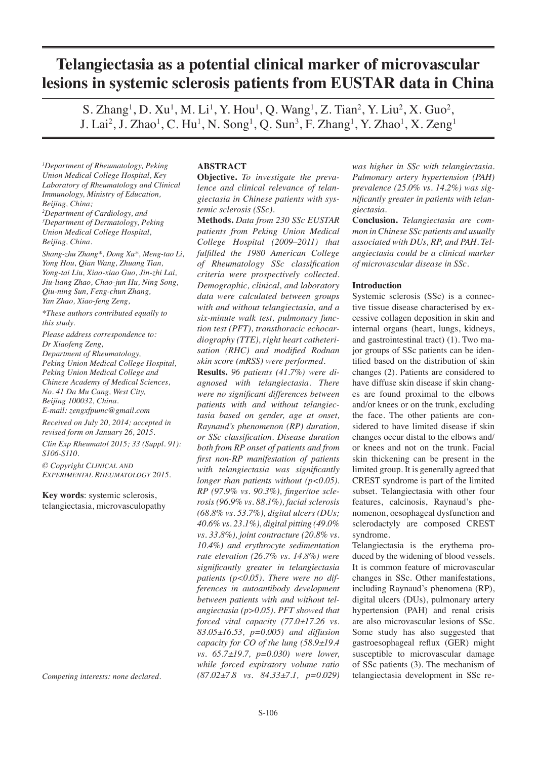# Telangiectasia as a potential clinical marker of microvascular lesions in systemic sclerosis patients from EUSTAR data in China

S. Zhang[1], D. Xu[1], M. Li[1], Y. Hou[1], Q. Wang[1], Z. Tian[2], Y. Liu[2], X. Guo[2], J. Lai[2], J. Zhao[1], C. Hu[1], N. Song[1], Q. Sun[3], F. Zhang[1], Y. Zhao[1], X. Zeng[1]

*[1]Department of Rheumatology, Peking Union Medical College Hospital, Key Laboratory of Rheumatology and Clinical Immunology, Ministry of Education, Beijing, China;*
*[2]Department of Cardiology, and*
*[3]Department of Dermatology, Peking Union Medical College Hospital, Beijing, China.*

*Shang-zhu Zhang\*, Dong Xu\*, Meng-tao Li, Yong Hou, Qian Wang, Zhuang Tian, Yong-tai Liu, Xiao-xiao Guo, Jin-zhi Lai, Jiu-liang Zhao, Chao-jun Hu, Ning Song, Qiu-ning Sun, Feng-chun Zhang, Yan Zhao, Xiao-feng Zeng,*

*\*These authors contributed equally to this study.*

*Please address correspondence to: Dr Xiaofeng Zeng, Department of Rheumatology, Peking Union Medical College Hospital, Peking Union Medical College and Chinese Academy of Medical Sciences, No. 41 Da Mu Cang, West City, Beijing 100032, China. E-mail: zengxfpumc@gmail.com*

*Received on July 20, 2014; accepted in revised form on January 26, 2015.*

*Clin Exp Rheumatol 2015; 33 (Suppl. 91): S106-S110.*

*© Copyright Clinical and Experimental Rheumatology 2015.*

**Key words**: systemic sclerosis, telangiectasia, microvasculopathy

*Competing interests: none declared.*

## ABSTRACT

**Objective.** *To investigate the prevalence and clinical relevance of telangiectasia in Chinese patients with systemic sclerosis (SSc).*

**Methods.** *Data from 230 SSc EUSTAR patients from Peking Union Medical College Hospital (2009–2011) that fulfilled the 1980 American College of Rheumatology SSc classification criteria were prospectively collected. Demographic, clinical, and laboratory data were calculated between groups with and without telangiectasia, and a six-minute walk test, pulmonary function test (PFT), transthoracic echocardiography (TTE), right heart catheterisation (RHC) and modified Rodnan skin score (mRSS) were performed.*

**Results.** *96 patients (41.7%) were diagnosed with telangiectasia. There were no significant differences between patients with and without telangiectasia based on gender, age at onset, Raynaud's phenomenon (RP) duration, or SSc classification. Disease duration both from RP onset of patients and from first non-RP manifestation of patients with telangiectasia was significantly longer than patients without ($p<0.05$). RP (97.9% vs. 90.3%), finger/toe sclerosis (96.9% vs. 88.1%), facial sclerosis (68.8% vs. 53.7%), digital ulcers (DUs; 40.6% vs. 23.1%), digital pitting (49.0% vs. 33.8%), joint contracture (20.8% vs. 10.4%) and erythrocyte sedimentation rate elevation (26.7% vs. 14.8%) were significantly greater in telangiectasia patients ($p<0.05$). There were no differences in autoantibody development between patients with and without telangiectasia ($p>0.05$). PFT showed that forced vital capacity (77.0±17.26 vs. 83.05±16.53, $p=0.005$) and diffusion capacity for CO of the lung (58.9±19.4 vs. 65.7±19.7, $p=0.030$) were lower, while forced expiratory volume ratio (87.02±7.8 vs. 84.33±7.1, $p=0.029$) was higher in SSc with telangiectasia. Pulmonary artery hypertension (PAH) prevalence (25.0% vs. 14.2%) was significantly greater in patients with telangiectasia.*

**Conclusion.** *Telangiectasia are common in Chinese SSc patients and usually associated with DUs, RP, and PAH. Telangiectasia could be a clinical marker of microvascular disease in SSc.*

## Introduction

Systemic sclerosis (SSc) is a connective tissue disease characterised by excessive collagen deposition in skin and internal organs (heart, lungs, kidneys, and gastrointestinal tract) (1). Two major groups of SSc patients can be identified based on the distribution of skin changes (2). Patients are considered to have diffuse skin disease if skin changes are found proximal to the elbows and/or knees or on the trunk, excluding the face. The other patients are considered to have limited disease if skin changes occur distal to the elbows and/or knees and not on the trunk. Facial skin thickening can be present in the limited group. It is generally agreed that CREST syndrome is part of the limited subset. Telangiectasia with other four features, calcinosis, Raynaud's phenomenon, oesophageal dysfunction and sclerodactyly are composed CREST syndrome.

Telangiectasia is the erythema produced by the widening of blood vessels. It is common feature of microvascular changes in SSc. Other manifestations, including Raynaud's phenomena (RP), digital ulcers (DUs), pulmonary artery hypertension (PAH) and renal crisis are also microvascular lesions of SSc. Some study has also suggested that gastroesophageal reflux (GER) might susceptible to microvascular damage of SSc patients (3). The mechanism of telangiectasia development in SSc re-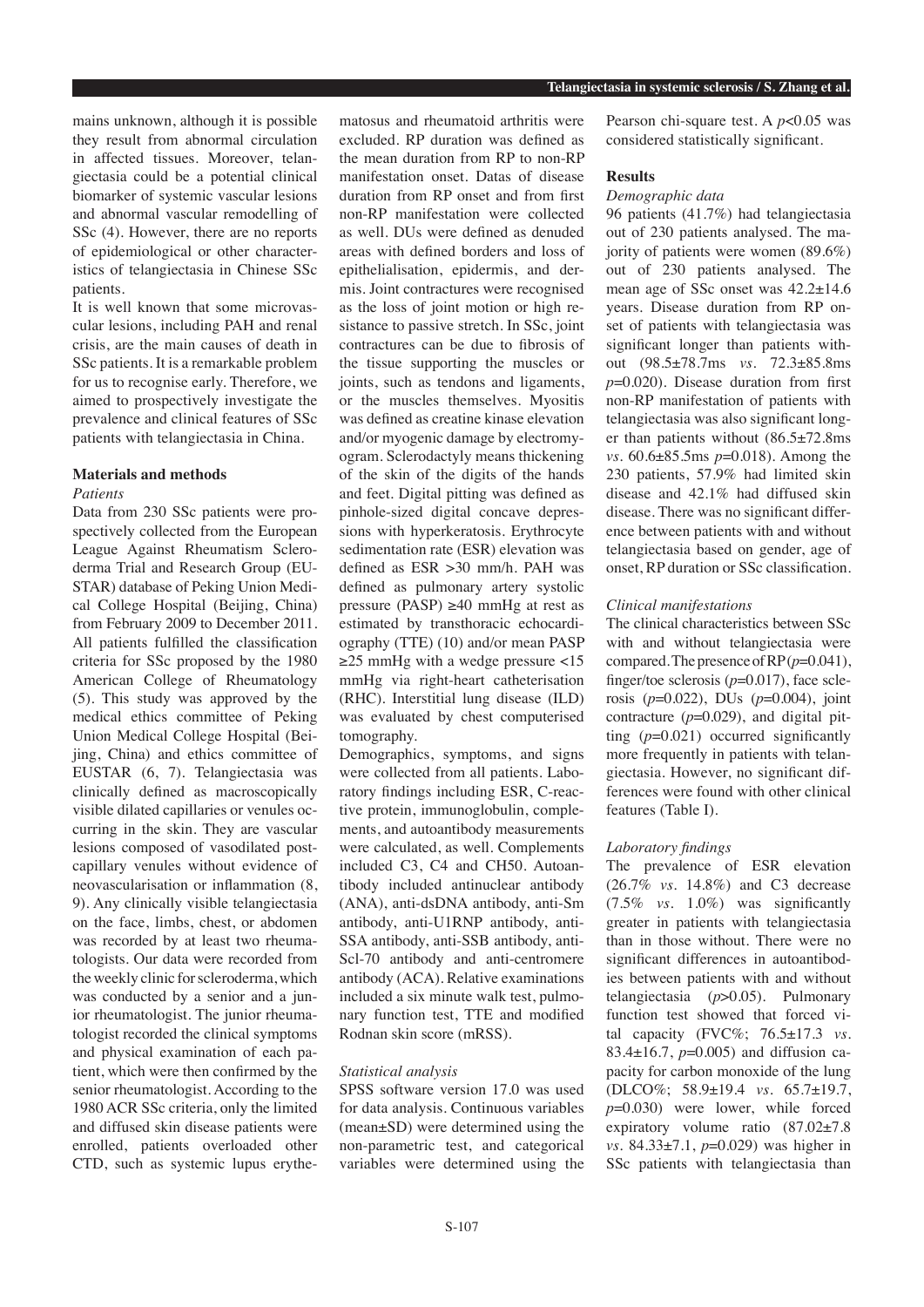mains unknown, although it is possible they result from abnormal circulation in affected tissues. Moreover, telangiectasia could be a potential clinical biomarker of systemic vascular lesions and abnormal vascular remodelling of SSc (4). However, there are no reports of epidemiological or other characteristics of telangiectasia in Chinese SSc patients.

It is well known that some microvascular lesions, including PAH and renal crisis, are the main causes of death in SSc patients. It is a remarkable problem for us to recognise early. Therefore, we aimed to prospectively investigate the prevalence and clinical features of SSc patients with telangiectasia in China.

## Materials and methods

### Patients

Data from 230 SSc patients were prospectively collected from the European League Against Rheumatism Scleroderma Trial and Research Group (EUSTAR) database of Peking Union Medical College Hospital (Beijing, China) from February 2009 to December 2011. All patients fulfilled the classification criteria for SSc proposed by the 1980 American College of Rheumatology (5). This study was approved by the medical ethics committee of Peking Union Medical College Hospital (Beijing, China) and ethics committee of EUSTAR (6, 7). Telangiectasia was clinically defined as macroscopically visible dilated capillaries or venules occurring in the skin. They are vascular lesions composed of vasodilated postcapillary venules without evidence of neovascularisation or inflammation (8, 9). Any clinically visible telangiectasia on the face, limbs, chest, or abdomen was recorded by at least two rheumatologists. Our data were recorded from the weekly clinic for scleroderma, which was conducted by a senior and a junior rheumatologist. The junior rheumatologist recorded the clinical symptoms and physical examination of each patient, which were then confirmed by the senior rheumatologist. According to the 1980 ACR SSc criteria, only the limited and diffused skin disease patients were enrolled, patients overloaded other CTD, such as systemic lupus erythematosus and rheumatoid arthritis were excluded. RP duration was defined as the mean duration from RP to non-RP manifestation onset. Datas of disease duration from RP onset and from first non-RP manifestation were collected as well. DUs were defined as denuded areas with defined borders and loss of epithelialisation, epidermis, and dermis. Joint contractures were recognised as the loss of joint motion or high resistance to passive stretch. In SSc, joint contractures can be due to fibrosis of the tissue supporting the muscles or joints, such as tendons and ligaments, or the muscles themselves. Myositis was defined as creatine kinase elevation and/or myogenic damage by electromyogram. Sclerodactyly means thickening of the skin of the digits of the hands and feet. Digital pitting was defined as pinhole-sized digital concave depressions with hyperkeratosis. Erythrocyte sedimentation rate (ESR) elevation was defined as ESR >30 mm/h. PAH was defined as pulmonary artery systolic pressure (PASP) ≥40 mmHg at rest as estimated by transthoracic echocardiography (TTE) (10) and/or mean PASP ≥25 mmHg with a wedge pressure <15 mmHg via right-heart catheterisation (RHC). Interstitial lung disease (ILD) was evaluated by chest computerised tomography.

Demographics, symptoms, and signs were collected from all patients. Laboratory findings including ESR, C-reactive protein, immunoglobulin, complements, and autoantibody measurements were calculated, as well. Complements included C3, C4 and CH50. Autoantibody included antinuclear antibody (ANA), anti-dsDNA antibody, anti-Sm antibody, anti-U1RNP antibody, anti-SSA antibody, anti-SSB antibody, anti-Scl-70 antibody and anti-centromere antibody (ACA). Relative examinations included a six minute walk test, pulmonary function test, TTE and modified Rodnan skin score (mRSS).

### Statistical analysis

SPSS software version 17.0 was used for data analysis. Continuous variables (mean±SD) were determined using the non-parametric test, and categorical variables were determined using the Pearson chi-square test. A $p<0.05$ was considered statistically significant.

## Results

### Demographic data

96 patients (41.7%) had telangiectasia out of 230 patients analysed. The majority of patients were women (89.6%) out of 230 patients analysed. The mean age of SSc onset was 42.2±14.6 years. Disease duration from RP onset of patients with telangiectasia was significant longer than patients without (98.5±78.7ms *vs.* 72.3±85.8ms $p$=0.020). Disease duration from first non-RP manifestation of patients with telangiectasia was also significant longer than patients without (86.5±72.8ms *vs.* 60.6±85.5ms $p$=0.018). Among the 230 patients, 57.9% had limited skin disease and 42.1% had diffused skin disease. There was no significant difference between patients with and without telangiectasia based on gender, age of onset, RP duration or SSc classification.

### Clinical manifestations

The clinical characteristics between SSc with and without telangiectasia were compared. The presence of RP ($p$=0.041), finger/toe sclerosis ($p$=0.017), face sclerosis ($p$=0.022), DUs ($p$=0.004), joint contracture ($p$=0.029), and digital pitting ($p$=0.021) occurred significantly more frequently in patients with telangiectasia. However, no significant differences were found with other clinical features (Table I).

### Laboratory findings

The prevalence of ESR elevation (26.7% *vs.* 14.8%) and C3 decrease (7.5% *vs.* 1.0%) was significantly greater in patients with telangiectasia than in those without. There were no significant differences in autoantibodies between patients with and without telangiectasia ($p$>0.05). Pulmonary function test showed that forced vital capacity (FVC%; 76.5±17.3 *vs.* 83.4±16.7, $p$=0.005) and diffusion capacity for carbon monoxide of the lung (DLCO%; 58.9±19.4 *vs.* 65.7±19.7, $p$=0.030) were lower, while forced expiratory volume ratio (87.02±7.8 *vs.* 84.33±7.1, $p$=0.029) was higher in SSc patients with telangiectasia than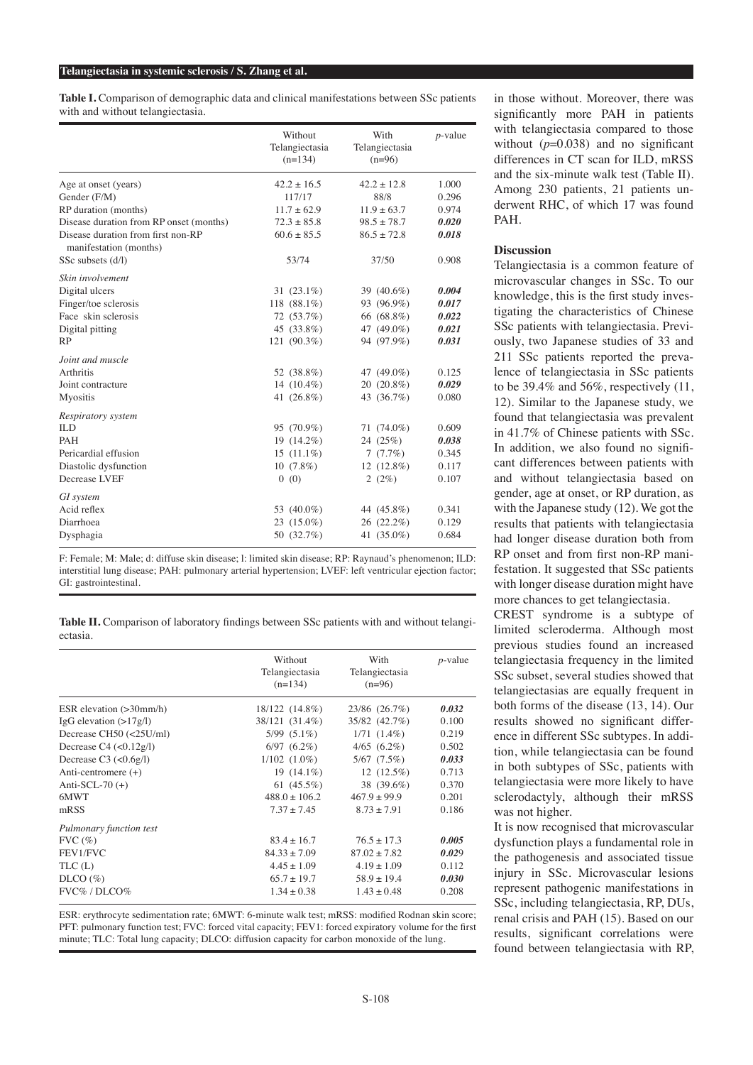**Table I.** Comparison of demographic data and clinical manifestations between SSc patients with and without telangiectasia.

| | Without Telangiectasia (n=134) | With Telangiectasia (n=96) | *p*-value |
|---|---|---|---|
| Age at onset (years) | 42.2 ± 16.5 | 42.2 ± 12.8 | 1.000 |
| Gender (F/M) | 117/17 | 88/8 | 0.296 |
| RP duration (months) | 11.7 ± 62.9 | 11.9 ± 63.7 | 0.974 |
| Disease duration from RP onset (months) | 72.3 ± 85.8 | 98.5 ± 78.7 | ***0.020*** |
| Disease duration from first non-RP manifestation (months) | 60.6 ± 85.5 | 86.5 ± 72.8 | ***0.018*** |
| SSc subsets (d/l) | 53/74 | 37/50 | 0.908 |
| *Skin involvement* | | | |
| Digital ulcers | 31 (23.1%) | 39 (40.6%) | ***0.004*** |
| Finger/toe sclerosis | 118 (88.1%) | 93 (96.9%) | ***0.017*** |
| Face skin sclerosis | 72 (53.7%) | 66 (68.8%) | ***0.022*** |
| Digital pitting | 45 (33.8%) | 47 (49.0%) | ***0.021*** |
| RP | 121 (90.3%) | 94 (97.9%) | ***0.031*** |
| *Joint and muscle* | | | |
| Arthritis | 52 (38.8%) | 47 (49.0%) | 0.125 |
| Joint contracture | 14 (10.4%) | 20 (20.8%) | ***0.029*** |
| Myositis | 41 (26.8%) | 43 (36.7%) | 0.080 |
| *Respiratory system* | | | |
| ILD | 95 (70.9%) | 71 (74.0%) | 0.609 |
| PAH | 19 (14.2%) | 24 (25%) | ***0.038*** |
| Pericardial effusion | 15 (11.1%) | 7 (7.7%) | 0.345 |
| Diastolic dysfunction | 10 (7.8%) | 12 (12.8%) | 0.117 |
| Decrease LVEF | 0 (0) | 2 (2%) | 0.107 |
| *GI system* | | | |
| Acid reflex | 53 (40.0%) | 44 (45.8%) | 0.341 |
| Diarrhoea | 23 (15.0%) | 26 (22.2%) | 0.129 |
| Dysphagia | 50 (32.7%) | 41 (35.0%) | 0.684 |

F: Female; M: Male; d: diffuse skin disease; l: limited skin disease; RP: Raynaud's phenomenon; ILD: interstitial lung disease; PAH: pulmonary arterial hypertension; LVEF: left ventricular ejection factor; GI: gastrointestinal.

**Table II.** Comparison of laboratory findings between SSc patients with and without telangiectasia.

| | Without Telangiectasia (n=134) | With Telangiectasia (n=96) | *p*-value |
|---|---|---|---|
| ESR elevation (>30mm/h) | 18/122 (14.8%) | 23/86 (26.7%) | ***0.032*** |
| IgG elevation (>17g/l) | 38/121 (31.4%) | 35/82 (42.7%) | 0.100 |
| Decrease CH50 (<25U/ml) | 5/99 (5.1%) | 1/71 (1.4%) | 0.219 |
| Decrease C4 (<0.12g/l) | 6/97 (6.2%) | 4/65 (6.2%) | 0.502 |
| Decrease C3 (<0.6g/l) | 1/102 (1.0%) | 5/67 (7.5%) | ***0.033*** |
| Anti-centromere (+) | 19 (14.1%) | 12 (12.5%) | 0.713 |
| Anti-SCL-70 (+) | 61 (45.5%) | 38 (39.6%) | 0.370 |
| 6MWT | 488.0 ± 106.2 | 467.9 ± 99.9 | 0.201 |
| mRSS | 7.37 ± 7.45 | 8.73 ± 7.91 | 0.186 |
| *Pulmonary function test* | | | |
| FVC (%) | 83.4 ± 16.7 | 76.5 ± 17.3 | ***0.005*** |
| FEV1/FVC | 84.33 ± 7.09 | 87.02 ± 7.82 | ***0.029*** |
| TLC (L) | 4.45 ± 1.09 | 4.19 ± 1.09 | 0.112 |
| DLCO (%) | 65.7 ± 19.7 | 58.9 ± 19.4 | ***0.030*** |
| FVC% / DLCO% | 1.34 ± 0.38 | 1.43 ± 0.48 | 0.208 |

ESR: erythrocyte sedimentation rate; 6MWT: 6-minute walk test; mRSS: modified Rodnan skin score; PFT: pulmonary function test; FVC: forced vital capacity; FEV1: forced expiratory volume for the first minute; TLC: Total lung capacity; DLCO: diffusion capacity for carbon monoxide of the lung.

in those without. Moreover, there was significantly more PAH in patients with telangiectasia compared to those without ($p$=0.038) and no significant differences in CT scan for ILD, mRSS and the six-minute walk test (Table II). Among 230 patients, 21 patients underwent RHC, of which 17 was found PAH.

## Discussion

Telangiectasia is a common feature of microvascular changes in SSc. To our knowledge, this is the first study investigating the characteristics of Chinese SSc patients with telangiectasia. Previously, two Japanese studies of 33 and 211 SSc patients reported the prevalence of telangiectasia in SSc patients to be 39.4% and 56%, respectively (11, 12). Similar to the Japanese study, we found that telangiectasia was prevalent in 41.7% of Chinese patients with SSc. In addition, we also found no significant differences between patients with and without telangiectasia based on gender, age at onset, or RP duration, as with the Japanese study (12). We got the results that patients with telangiectasia had longer disease duration both from RP onset and from first non-RP manifestation. It suggested that SSc patients with longer disease duration might have more chances to get telangiectasia.

CREST syndrome is a subtype of limited scleroderma. Although most previous studies found an increased telangiectasia frequency in the limited SSc subset, several studies showed that telangiectasias are equally frequent in both forms of the disease (13, 14). Our results showed no significant difference in different SSc subtypes. In addition, while telangiectasia can be found in both subtypes of SSc, patients with telangiectasia were more likely to have sclerodactyly, although their mRSS was not higher.

It is now recognised that microvascular dysfunction plays a fundamental role in the pathogenesis and associated tissue injury in SSc. Microvascular lesions represent pathogenic manifestations in SSc, including telangiectasia, RP, DUs, renal crisis and PAH (15). Based on our results, significant correlations were found between telangiectasia with RP,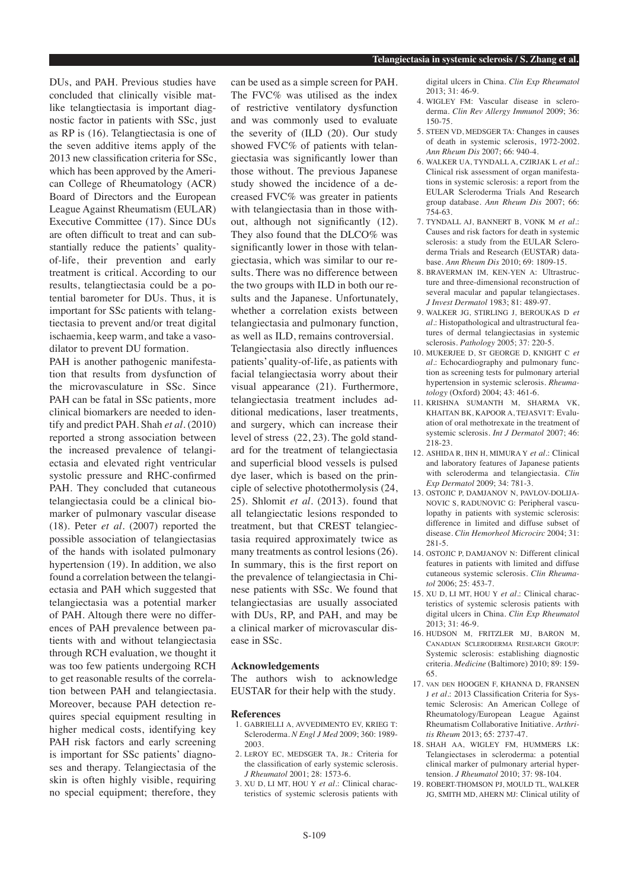DUs, and PAH. Previous studies have concluded that clinically visible mat-like telangtiectasia is important diagnostic factor in patients with SSc, just as RP is (16). Telangtiectasia is one of the seven additive items apply of the 2013 new classification criteria for SSc, which has been approved by the American College of Rheumatology (ACR) Board of Directors and the European League Against Rheumatism (EULAR) Executive Committee (17). Since DUs are often difficult to treat and can substantially reduce the patients' quality-of-life, their prevention and early treatment is critical. According to our results, telangiectasia could be a potential barometer for DUs. Thus, it is important for SSc patients with telangtiectasia to prevent and/or treat digital ischaemia, keep warm, and take a vasodilator to prevent DU formation.

PAH is another pathogenic manifestation that results from dysfunction of the microvasculature in SSc. Since PAH can be fatal in SSc patients, more clinical biomarkers are needed to identify and predict PAH. Shah *et al.* (2010) reported a strong association between the increased prevalence of telangiectasia and elevated right ventricular systolic pressure and RHC-confirmed PAH. They concluded that cutaneous telangiectasia could be a clinical biomarker of pulmonary vascular disease (18). Peter *et al.* (2007) reported the possible association of telangiectasias of the hands with isolated pulmonary hypertension (19). In addition, we also found a correlation between the telangiectasia and PAH which suggested that telangiectasia was a potential marker of PAH. Altough there were no differences of PAH prevalence between patients with and without telangiectasia through RCH evaluation, we thought it was too few patients undergoing RCH to get reasonable results of the correlation between PAH and telangiectasia. Moreover, because PAH detection requires special equipment resulting in higher medical costs, identifying key PAH risk factors and early screening is important for SSc patients' diagnoses and therapy. Telangiectasia of the skin is often highly visible, requiring no special equipment; therefore, they can be used as a simple screen for PAH. The FVC% was utilised as the index of restrictive ventilatory dysfunction and was commonly used to evaluate the severity of (ILD (20). Our study showed FVC% of patients with telangiectasia was significantly lower than those without. The previous Japanese study showed the incidence of a decreased FVC% was greater in patients with telangiectasia than in those without, although not significantly (12). They also found that the DLCO% was significantly lower in those with telangiectasia, which was similar to our results. There was no difference between the two groups with ILD in both our results and the Japanese. Unfortunately, whether a correlation exists between telangiectasia and pulmonary function, as well as ILD, remains controversial.

Telangiectasia also directly influences patients' quality-of-life, as patients with facial telangiectasia worry about their visual appearance (21). Furthermore, telangiectasia treatment includes additional medications, laser treatments, and surgery, which can increase their level of stress (22, 23). The gold standard for the treatment of telangiectasia and superficial blood vessels is pulsed dye laser, which is based on the principle of selective photothermolysis (24, 25). Shlomit *et al.* (2013). found that all telangiectatic lesions responded to treatment, but that CREST telangiectasia required approximately twice as many treatments as control lesions (26). In summary, this is the first report on the prevalence of telangiectasia in Chinese patients with SSc. We found that telangiectasias are usually associated with DUs, RP, and PAH, and may be a clinical marker of microvascular disease in SSc.

### Acknowledgements

The authors wish to acknowledge EUSTAR for their help with the study.

### References

1. GABRIELLI A, AVVEDIMENTO EV, KRIEG T: Scleroderma. *N Engl J Med* 2009; 360: 1989-2003.
2. LEROY EC, MEDSGER TA, JR.: Criteria for the classification of early systemic sclerosis. *J Rheumatol* 2001; 28: 1573-6.
3. XU D, LI MT, HOU Y *et al.*: Clinical characteristics of systemic sclerosis patients with digital ulcers in China. *Clin Exp Rheumatol* 2013; 31: 46-9.
4. WIGLEY FM: Vascular disease in scleroderma. *Clin Rev Allergy Immunol* 2009; 36: 150-75.
5. STEEN VD, MEDSGER TA: Changes in causes of death in systemic sclerosis, 1972-2002. *Ann Rheum Dis* 2007; 66: 940-4.
6. WALKER UA, TYNDALL A, CZIRJAK L *et al.*: Clinical risk assessment of organ manifestations in systemic sclerosis: a report from the EULAR Scleroderma Trials And Research group database. *Ann Rheum Dis* 2007; 66: 754-63.
7. TYNDALL AJ, BANNERT B, VONK M *et al.*: Causes and risk factors for death in systemic sclerosis: a study from the EULAR Scleroderma Trials and Research (EUSTAR) database. *Ann Rheum Dis* 2010; 69: 1809-15.
8. BRAVERMAN IM, KEN-YEN A: Ultrastructure and three-dimensional reconstruction of several macular and papular telangiectases. *J Invest Dermatol* 1983; 81: 489-97.
9. WALKER JG, STIRLING J, BEROUKAS D *et al.*: Histopathological and ultrastructural features of dermal telangiectasias in systemic sclerosis. *Pathology* 2005; 37: 220-5.
10. MUKERJEE D, ST GEORGE D, KNIGHT C *et al.*: Echocardiography and pulmonary function as screening tests for pulmonary arterial hypertension in systemic sclerosis. *Rheumatology* (Oxford) 2004; 43: 461-6.
11. KRISHNA SUMANTH M, SHARMA VK, KHAITAN BK, KAPOOR A, TEJASVI T: Evaluation of oral methotrexate in the treatment of systemic sclerosis. *Int J Dermatol* 2007; 46: 218-23.
12. ASHIDA R, IHN H, MIMURA Y *et al.*: Clinical and laboratory features of Japanese patients with scleroderma and telangiectasia. *Clin Exp Dermatol* 2009; 34: 781-3.
13. OSTOJIC P, DAMJANOV N, PAVLOV-DOLIJANOVIC S, RADUNOVIC G: Peripheral vasculopathy in patients with systemic sclerosis: difference in limited and diffuse subset of disease. *Clin Hemorheol Microcirc* 2004; 31: 281-5.
14. OSTOJIC P, DAMJANOV N: Different clinical features in patients with limited and diffuse cutaneous systemic sclerosis. *Clin Rheumatol* 2006; 25: 453-7.
15. XU D, LI MT, HOU Y *et al.*: Clinical characteristics of systemic sclerosis patients with digital ulcers in China. *Clin Exp Rheumatol* 2013; 31: 46-9.
16. HUDSON M, FRITZLER MJ, BARON M, CANADIAN SCLERODERMA RESEARCH GROUP: Systemic sclerosis: establishing diagnostic criteria. *Medicine* (Baltimore) 2010; 89: 159-65.
17. VAN DEN HOOGEN F, KHANNA D, FRANSEN J *et al.*: 2013 Classification Criteria for Systemic Sclerosis: An American College of Rheumatology/European League Against Rheumatism Collaborative Initiative. *Arthritis Rheum* 2013; 65: 2737-47.
18. SHAH AA, WIGLEY FM, HUMMERS LK: Telangiectases in scleroderma: a potential clinical marker of pulmonary arterial hypertension. *J Rheumatol* 2010; 37: 98-104.
19. ROBERT-THOMSON PJ, MOULD TL, WALKER JG, SMITH MD, AHERN MJ: Clinical utility of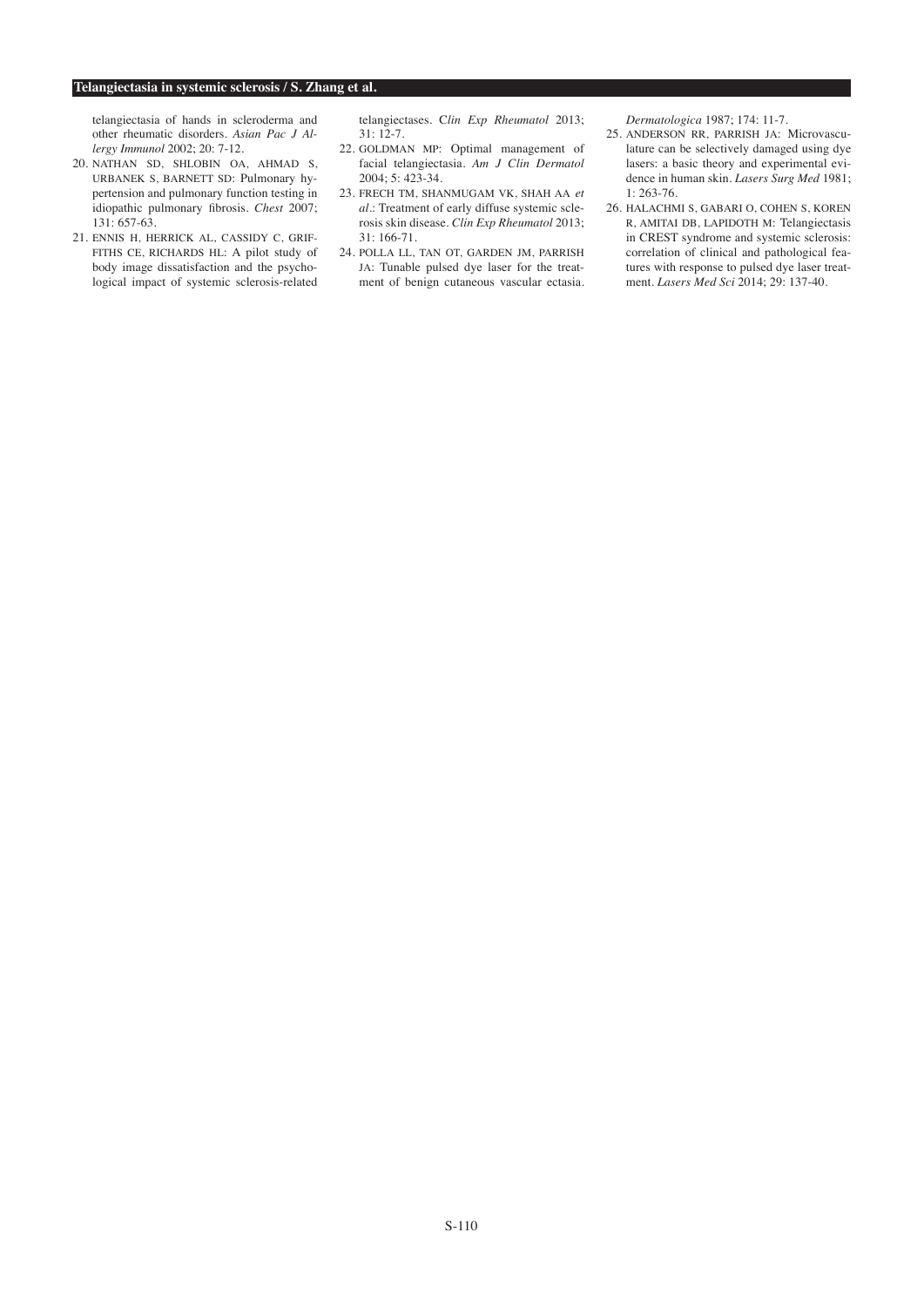telangiectasia of hands in scleroderma and other rheumatic disorders. *Asian Pac J Allergy Immunol* 2002; 20: 7-12.

20. NATHAN SD, SHLOBIN OA, AHMAD S, URBANEK S, BARNETT SD: Pulmonary hypertension and pulmonary function testing in idiopathic pulmonary fibrosis. *Chest* 2007; 131: 657-63.
21. ENNIS H, HERRICK AL, CASSIDY C, GRIFFITHS CE, RICHARDS HL: A pilot study of body image dissatisfaction and the psychological impact of systemic sclerosis-related telangiectases. *Clin Exp Rheumatol* 2013; 31: 12-7.
22. GOLDMAN MP: Optimal management of facial telangiectasia. *Am J Clin Dermatol* 2004; 5: 423-34.
23. FRECH TM, SHANMUGAM VK, SHAH AA *et al.*: Treatment of early diffuse systemic sclerosis skin disease. *Clin Exp Rheumatol* 2013; 31: 166-71.
24. POLLA LL, TAN OT, GARDEN JM, PARRISH JA: Tunable pulsed dye laser for the treatment of benign cutaneous vascular ectasia. *Dermatologica* 1987; 174: 11-7.
25. ANDERSON RR, PARRISH JA: Microvasculature can be selectively damaged using dye lasers: a basic theory and experimental evidence in human skin. *Lasers Surg Med* 1981; 1: 263-76.
26. HALACHMI S, GABARI O, COHEN S, KOREN R, AMITAI DB, LAPIDOTH M: Telangiectasis in CREST syndrome and systemic sclerosis: correlation of clinical and pathological features with response to pulsed dye laser treatment. *Lasers Med Sci* 2014; 29: 137-40.